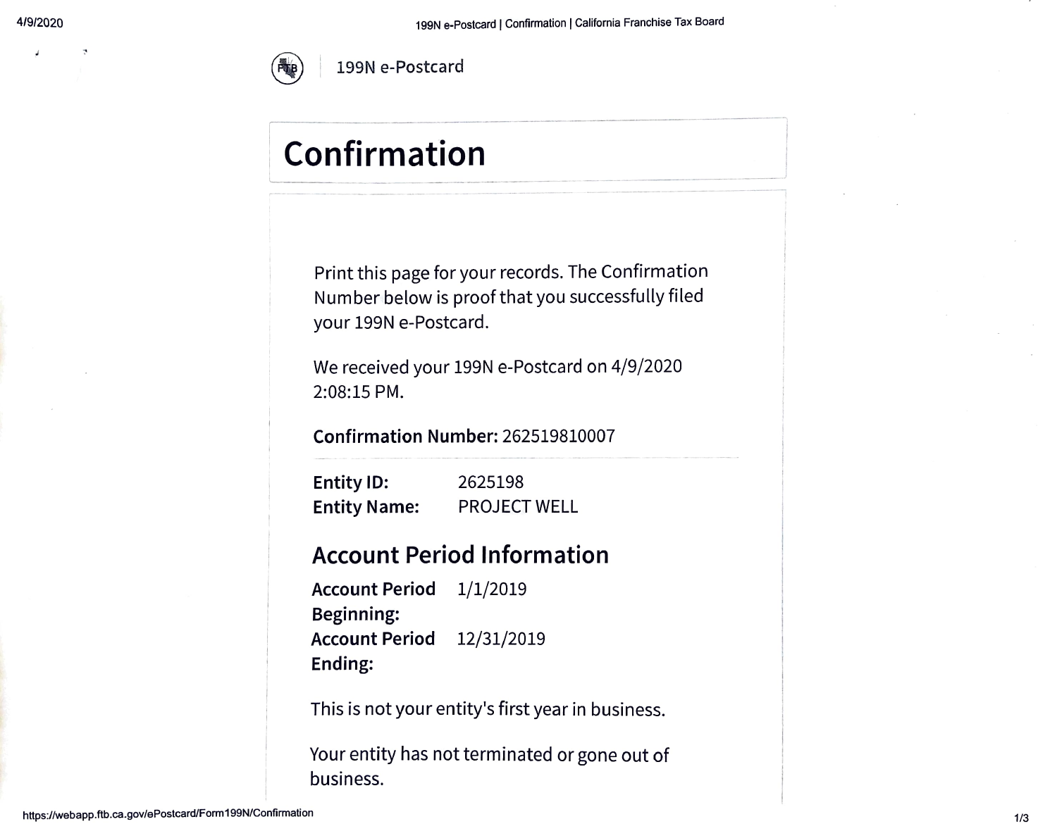199N e-Postcard

# Confirmation

Print this page for your records. The Confirmation Number below is proof that you successfully filed your 199N e-Postcard.

We received your 199N e-Postcard on 4/9/2020 2:08:15 PM.

**Confirmation Number:** 262519810007

| | |
|---|---|
| **Entity ID:** | 2625198 |
| **Entity Name:** | PROJECT WELL |

## Account Period Information

| | |
|---|---|
| **Account Period Beginning:** | 1/1/2019 |
| **Account Period Ending:** | 12/31/2019 |

This is not your entity's first year in business.

Your entity has not terminated or gone out of business.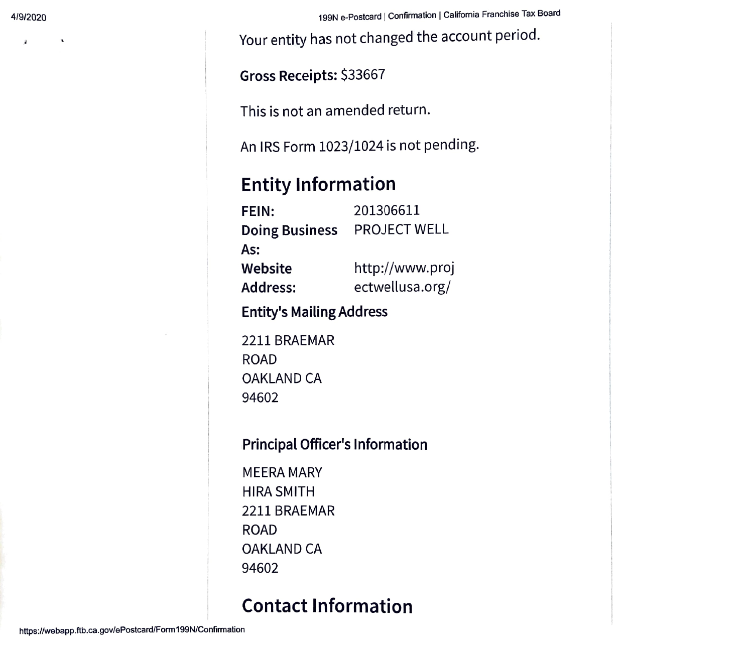Your entity has not changed the account period.

**Gross Receipts:** $33667

This is not an amended return.

An IRS Form 1023/1024 is not pending.

## Entity Information

| | |
|---|---|
| **FEIN:** | 201306611 |
| **Doing Business As:** | PROJECT WELL |
| **Website Address:** | http://www.projectwellusa.org/ |

### Entity's Mailing Address

2211 BRAEMAR ROAD
OAKLAND CA
94602

### Principal Officer's Information

MEERA MARY HIRA SMITH
2211 BRAEMAR ROAD
OAKLAND CA
94602

## Contact Information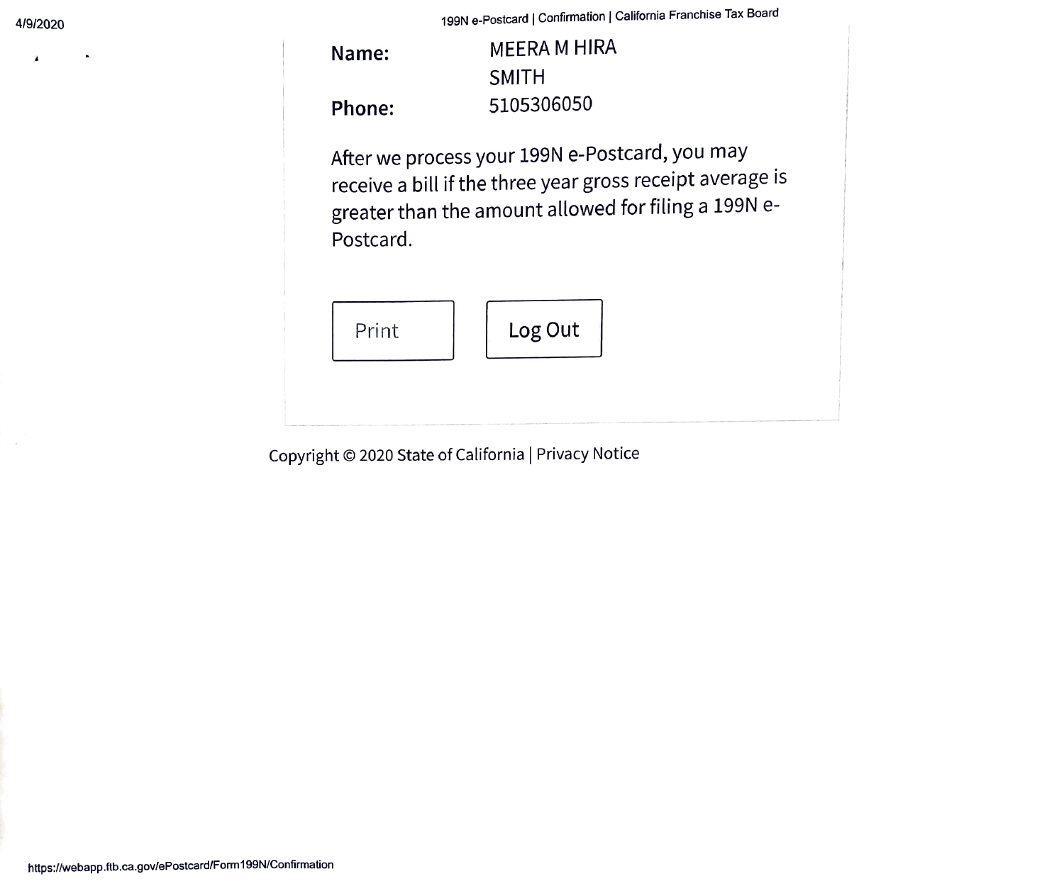**Name:** MEERA M HIRA SMITH

**Phone:** 5105306050

After we process your 199N e-Postcard, you may receive a bill if the three year gross receipt average is greater than the amount allowed for filing a 199N e-Postcard.

Print

Log Out

Copyright © 2020 State of California | Privacy Notice